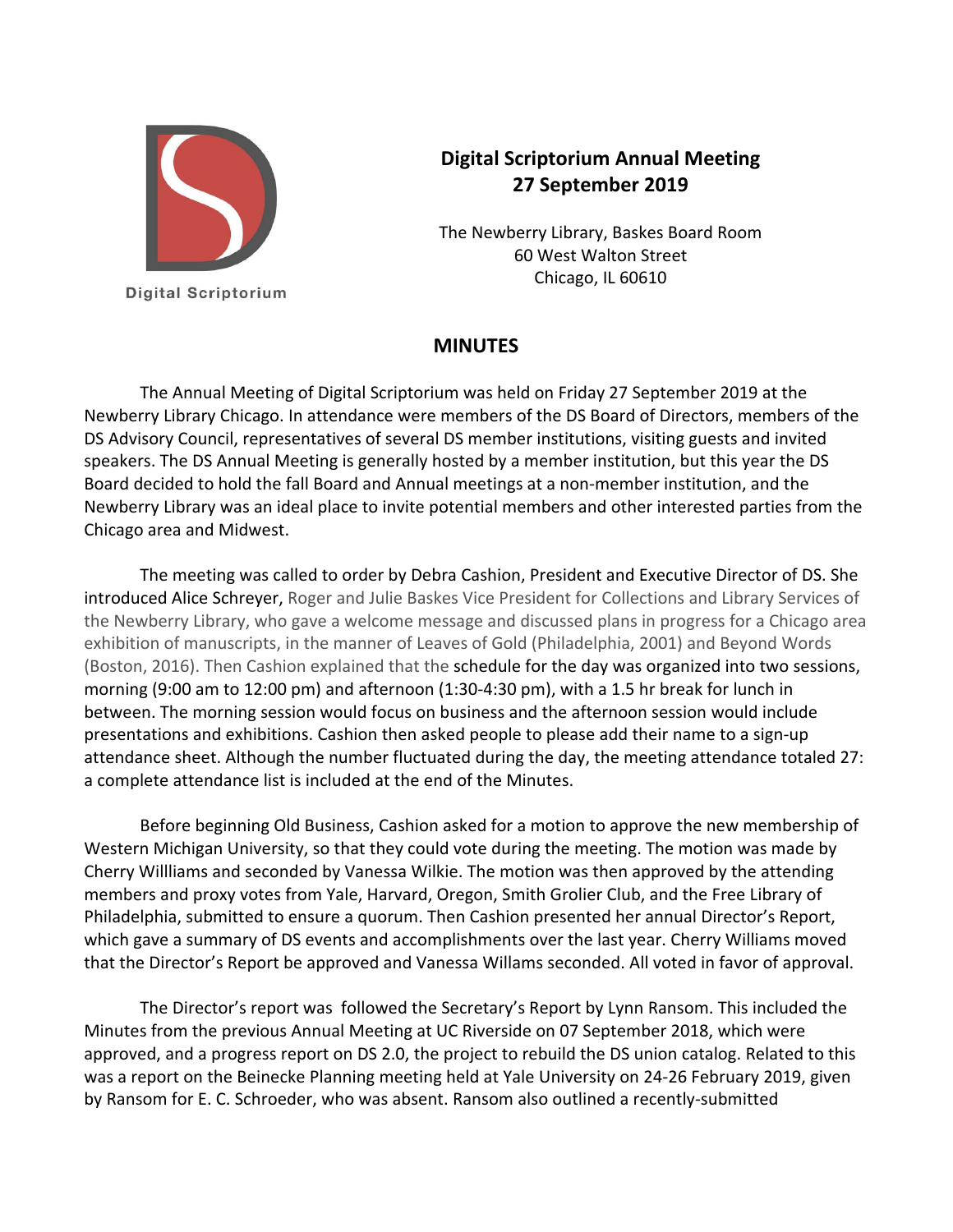Digital Scriptorium

# Digital Scriptorium Annual Meeting
## 27 September 2019

The Newberry Library, Baskes Board Room
60 West Walton Street
Chicago, IL 60610

## MINUTES

The Annual Meeting of Digital Scriptorium was held on Friday 27 September 2019 at the Newberry Library Chicago. In attendance were members of the DS Board of Directors, members of the DS Advisory Council, representatives of several DS member institutions, visiting guests and invited speakers. The DS Annual Meeting is generally hosted by a member institution, but this year the DS Board decided to hold the fall Board and Annual meetings at a non-member institution, and the Newberry Library was an ideal place to invite potential members and other interested parties from the Chicago area and Midwest.

The meeting was called to order by Debra Cashion, President and Executive Director of DS. She introduced Alice Schreyer, Roger and Julie Baskes Vice President for Collections and Library Services of the Newberry Library, who gave a welcome message and discussed plans in progress for a Chicago area exhibition of manuscripts, in the manner of Leaves of Gold (Philadelphia, 2001) and Beyond Words (Boston, 2016). Then Cashion explained that the schedule for the day was organized into two sessions, morning (9:00 am to 12:00 pm) and afternoon (1:30-4:30 pm), with a 1.5 hr break for lunch in between. The morning session would focus on business and the afternoon session would include presentations and exhibitions. Cashion then asked people to please add their name to a sign-up attendance sheet. Although the number fluctuated during the day, the meeting attendance totaled 27: a complete attendance list is included at the end of the Minutes.

Before beginning Old Business, Cashion asked for a motion to approve the new membership of Western Michigan University, so that they could vote during the meeting. The motion was made by Cherry Willliams and seconded by Vanessa Wilkie. The motion was then approved by the attending members and proxy votes from Yale, Harvard, Oregon, Smith Grolier Club, and the Free Library of Philadelphia, submitted to ensure a quorum. Then Cashion presented her annual Director's Report, which gave a summary of DS events and accomplishments over the last year. Cherry Williams moved that the Director's Report be approved and Vanessa Willams seconded. All voted in favor of approval.

The Director's report was followed the Secretary's Report by Lynn Ransom. This included the Minutes from the previous Annual Meeting at UC Riverside on 07 September 2018, which were approved, and a progress report on DS 2.0, the project to rebuild the DS union catalog. Related to this was a report on the Beinecke Planning meeting held at Yale University on 24-26 February 2019, given by Ransom for E. C. Schroeder, who was absent. Ransom also outlined a recently-submitted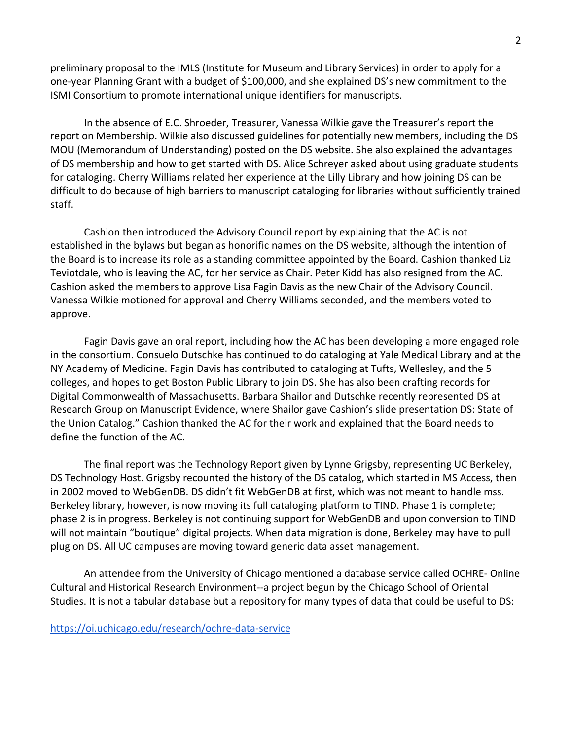preliminary proposal to the IMLS (Institute for Museum and Library Services) in order to apply for a one-year Planning Grant with a budget of $100,000, and she explained DS's new commitment to the ISMI Consortium to promote international unique identifiers for manuscripts.

In the absence of E.C. Shroeder, Treasurer, Vanessa Wilkie gave the Treasurer's report the report on Membership. Wilkie also discussed guidelines for potentially new members, including the DS MOU (Memorandum of Understanding) posted on the DS website. She also explained the advantages of DS membership and how to get started with DS. Alice Schreyer asked about using graduate students for cataloging. Cherry Williams related her experience at the Lilly Library and how joining DS can be difficult to do because of high barriers to manuscript cataloging for libraries without sufficiently trained staff.

Cashion then introduced the Advisory Council report by explaining that the AC is not established in the bylaws but began as honorific names on the DS website, although the intention of the Board is to increase its role as a standing committee appointed by the Board. Cashion thanked Liz Teviotdale, who is leaving the AC, for her service as Chair. Peter Kidd has also resigned from the AC. Cashion asked the members to approve Lisa Fagin Davis as the new Chair of the Advisory Council. Vanessa Wilkie motioned for approval and Cherry Williams seconded, and the members voted to approve.

Fagin Davis gave an oral report, including how the AC has been developing a more engaged role in the consortium. Consuelo Dutschke has continued to do cataloging at Yale Medical Library and at the NY Academy of Medicine. Fagin Davis has contributed to cataloging at Tufts, Wellesley, and the 5 colleges, and hopes to get Boston Public Library to join DS. She has also been crafting records for Digital Commonwealth of Massachusetts. Barbara Shailor and Dutschke recently represented DS at Research Group on Manuscript Evidence, where Shailor gave Cashion's slide presentation DS: State of the Union Catalog." Cashion thanked the AC for their work and explained that the Board needs to define the function of the AC.

The final report was the Technology Report given by Lynne Grigsby, representing UC Berkeley, DS Technology Host. Grigsby recounted the history of the DS catalog, which started in MS Access, then in 2002 moved to WebGenDB. DS didn't fit WebGenDB at first, which was not meant to handle mss. Berkeley library, however, is now moving its full cataloging platform to TIND. Phase 1 is complete; phase 2 is in progress. Berkeley is not continuing support for WebGenDB and upon conversion to TIND will not maintain "boutique" digital projects. When data migration is done, Berkeley may have to pull plug on DS. All UC campuses are moving toward generic data asset management.

An attendee from the University of Chicago mentioned a database service called OCHRE- Online Cultural and Historical Research Environment--a project begun by the Chicago School of Oriental Studies. It is not a tabular database but a repository for many types of data that could be useful to DS:

https://oi.uchicago.edu/research/ochre-data-service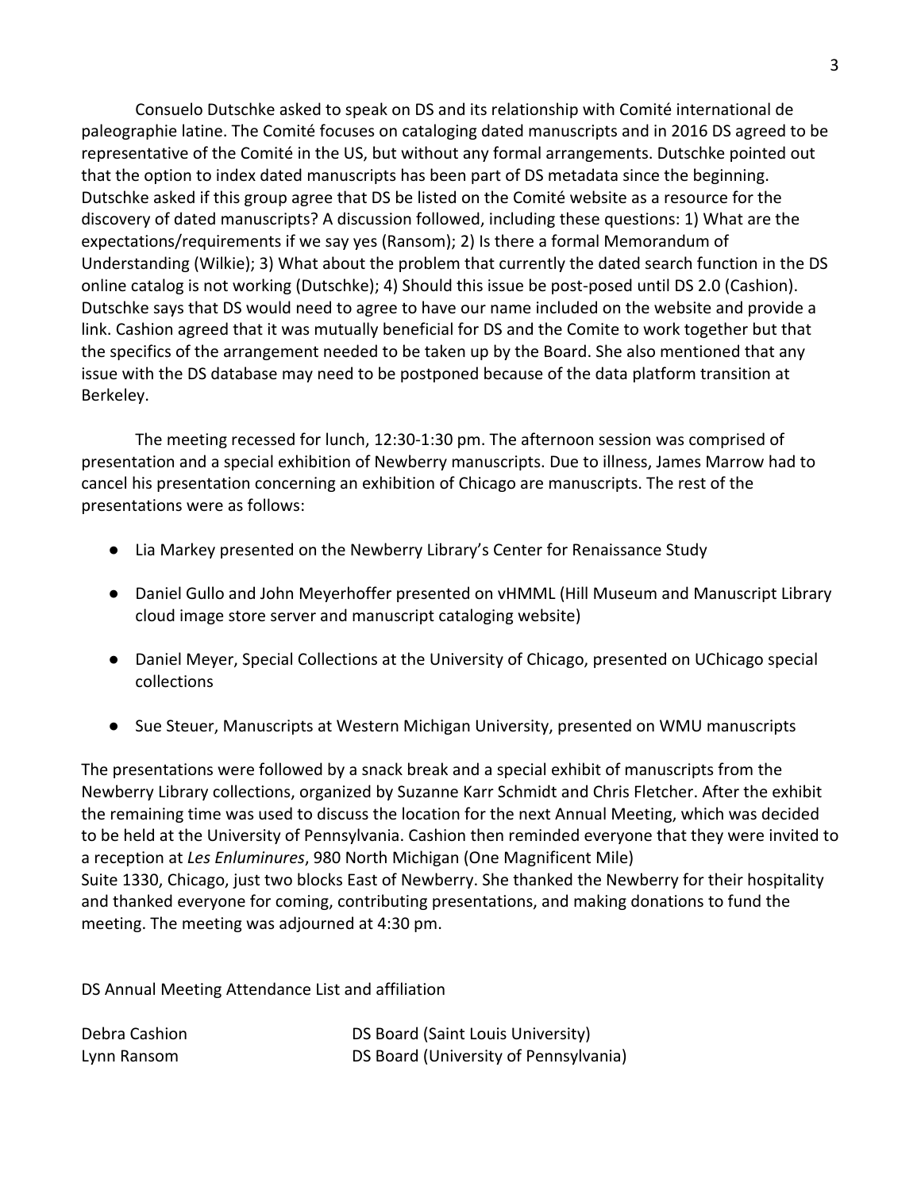Consuelo Dutschke asked to speak on DS and its relationship with Comité international de paleographie latine. The Comité focuses on cataloging dated manuscripts and in 2016 DS agreed to be representative of the Comité in the US, but without any formal arrangements. Dutschke pointed out that the option to index dated manuscripts has been part of DS metadata since the beginning. Dutschke asked if this group agree that DS be listed on the Comité website as a resource for the discovery of dated manuscripts? A discussion followed, including these questions: 1) What are the expectations/requirements if we say yes (Ransom); 2) Is there a formal Memorandum of Understanding (Wilkie); 3) What about the problem that currently the dated search function in the DS online catalog is not working (Dutschke); 4) Should this issue be post-posed until DS 2.0 (Cashion). Dutschke says that DS would need to agree to have our name included on the website and provide a link. Cashion agreed that it was mutually beneficial for DS and the Comite to work together but that the specifics of the arrangement needed to be taken up by the Board. She also mentioned that any issue with the DS database may need to be postponed because of the data platform transition at Berkeley.

The meeting recessed for lunch, 12:30-1:30 pm. The afternoon session was comprised of presentation and a special exhibition of Newberry manuscripts. Due to illness, James Marrow had to cancel his presentation concerning an exhibition of Chicago are manuscripts. The rest of the presentations were as follows:

- Lia Markey presented on the Newberry Library's Center for Renaissance Study
- Daniel Gullo and John Meyerhoffer presented on vHMML (Hill Museum and Manuscript Library cloud image store server and manuscript cataloging website)
- Daniel Meyer, Special Collections at the University of Chicago, presented on UChicago special collections
- Sue Steuer, Manuscripts at Western Michigan University, presented on WMU manuscripts

The presentations were followed by a snack break and a special exhibit of manuscripts from the Newberry Library collections, organized by Suzanne Karr Schmidt and Chris Fletcher. After the exhibit the remaining time was used to discuss the location for the next Annual Meeting, which was decided to be held at the University of Pennsylvania. Cashion then reminded everyone that they were invited to a reception at *Les Enluminures*, 980 North Michigan (One Magnificent Mile) Suite 1330, Chicago, just two blocks East of Newberry. She thanked the Newberry for their hospitality and thanked everyone for coming, contributing presentations, and making donations to fund the meeting. The meeting was adjourned at 4:30 pm.

DS Annual Meeting Attendance List and affiliation

| | |
|---|---|
| Debra Cashion | DS Board (Saint Louis University) |
| Lynn Ransom | DS Board (University of Pennsylvania) |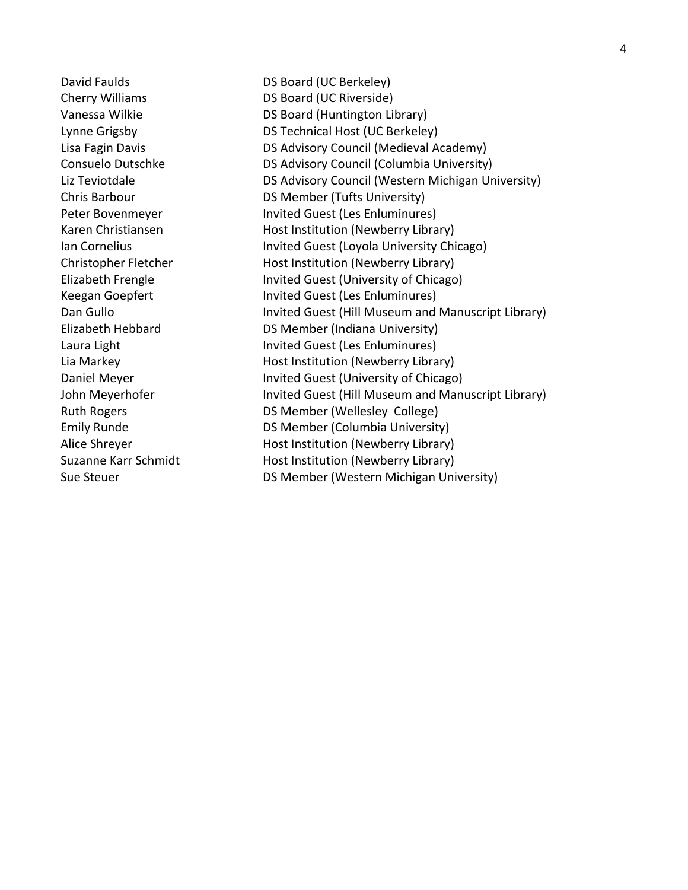| | |
|---|---|
| David Faulds | DS Board (UC Berkeley) |
| Cherry Williams | DS Board (UC Riverside) |
| Vanessa Wilkie | DS Board (Huntington Library) |
| Lynne Grigsby | DS Technical Host (UC Berkeley) |
| Lisa Fagin Davis | DS Advisory Council (Medieval Academy) |
| Consuelo Dutschke | DS Advisory Council (Columbia University) |
| Liz Teviotdale | DS Advisory Council (Western Michigan University) |
| Chris Barbour | DS Member (Tufts University) |
| Peter Bovenmeyer | Invited Guest (Les Enluminures) |
| Karen Christiansen | Host Institution (Newberry Library) |
| Ian Cornelius | Invited Guest (Loyola University Chicago) |
| Christopher Fletcher | Host Institution (Newberry Library) |
| Elizabeth Frengle | Invited Guest (University of Chicago) |
| Keegan Goepfert | Invited Guest (Les Enluminures) |
| Dan Gullo | Invited Guest (Hill Museum and Manuscript Library) |
| Elizabeth Hebbard | DS Member (Indiana University) |
| Laura Light | Invited Guest (Les Enluminures) |
| Lia Markey | Host Institution (Newberry Library) |
| Daniel Meyer | Invited Guest (University of Chicago) |
| John Meyerhofer | Invited Guest (Hill Museum and Manuscript Library) |
| Ruth Rogers | DS Member (Wellesley College) |
| Emily Runde | DS Member (Columbia University) |
| Alice Shreyer | Host Institution (Newberry Library) |
| Suzanne Karr Schmidt | Host Institution (Newberry Library) |
| Sue Steuer | DS Member (Western Michigan University) |